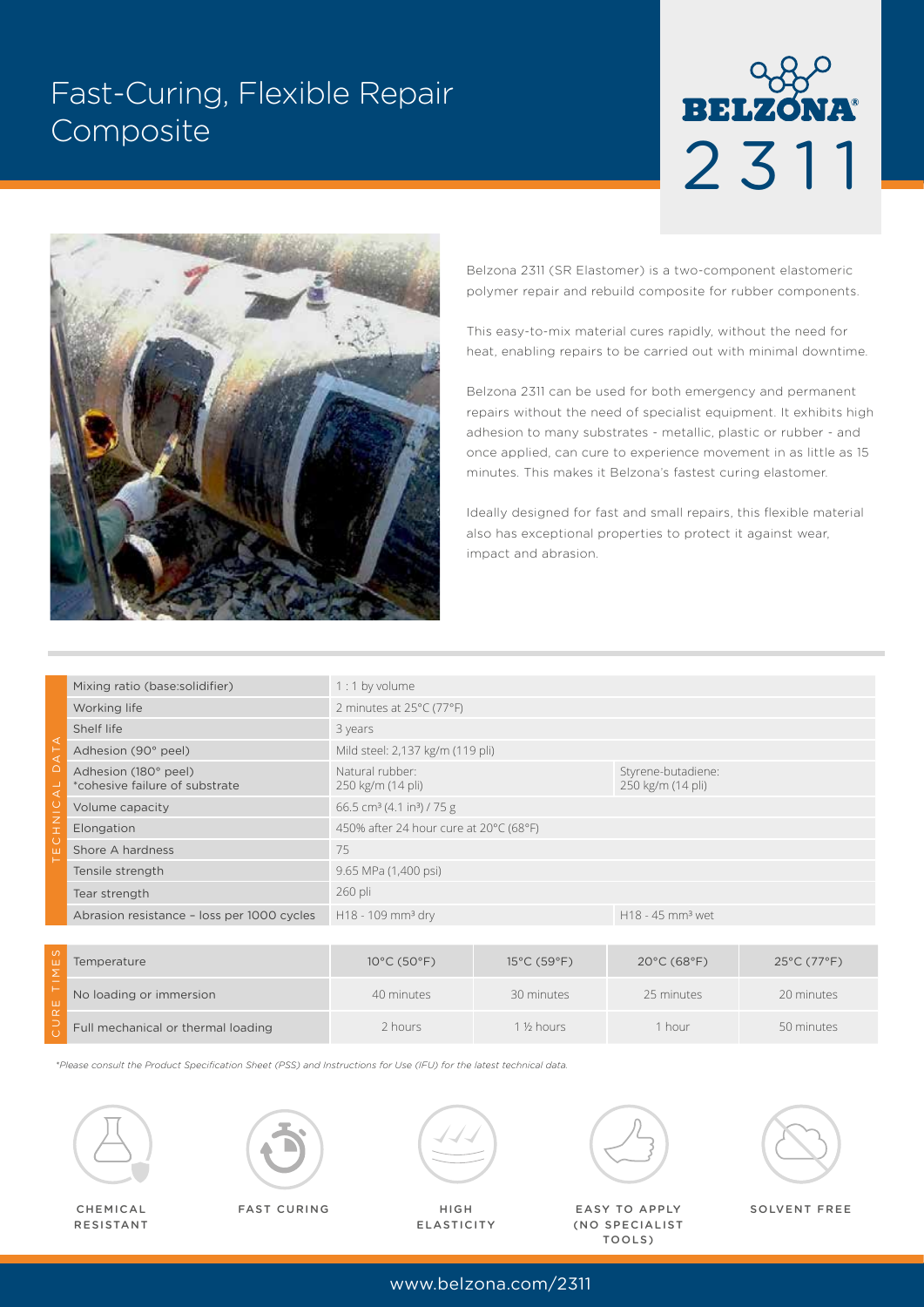# Fast-Curing, Flexible Repair Composite

**BELZONA® 2311**

Belzona 2311 (SR Elastomer) is a two-component elastomeric polymer repair and rebuild composite for rubber components.

This easy-to-mix material cures rapidly, without the need for heat, enabling repairs to be carried out with minimal downtime.

Belzona 2311 can be used for both emergency and permanent repairs without the need of specialist equipment. It exhibits high adhesion to many substrates - metallic, plastic or rubber - and once applied, can cure to experience movement in as little as 15 minutes. This makes it Belzona's fastest curing elastomer.

Ideally designed for fast and small repairs, this flexible material also has exceptional properties to protect it against wear, impact and abrasion.

## TECHNICAL DATA

| | | |
|---|---|---|
| Mixing ratio (base:solidifier) | 1 : 1 by volume | |
| Working life | 2 minutes at 25°C (77°F) | |
| Shelf life | 3 years | |
| Adhesion (90° peel) | Mild steel: 2,137 kg/m (119 pli) | |
| Adhesion (180° peel) *cohesive failure of substrate | Natural rubber: 250 kg/m (14 pli) | Styrene-butadiene: 250 kg/m (14 pli) |
| Volume capacity | 66.5 cm³ (4.1 in³) / 75 g | |
| Elongation | 450% after 24 hour cure at 20°C (68°F) | |
| Shore A hardness | 75 | |
| Tensile strength | 9.65 MPa (1,400 psi) | |
| Tear strength | 260 pli | |
| Abrasion resistance – loss per 1000 cycles | H18 - 109 mm³ dry | H18 - 45 mm³ wet |

## CURE TIMES

| Temperature | 10°C (50°F) | 15°C (59°F) | 20°C (68°F) | 25°C (77°F) |
|---|---|---|---|---|
| No loading or immersion | 40 minutes | 30 minutes | 25 minutes | 20 minutes |
| Full mechanical or thermal loading | 2 hours | 1 ½ hours | 1 hour | 50 minutes |

*\*Please consult the Product Specification Sheet (PSS) and Instructions for Use (IFU) for the latest technical data.*

CHEMICAL RESISTANT

FAST CURING

HIGH ELASTICITY

EASY TO APPLY (NO SPECIALIST TOOLS)

SOLVENT FREE

www.belzona.com/2311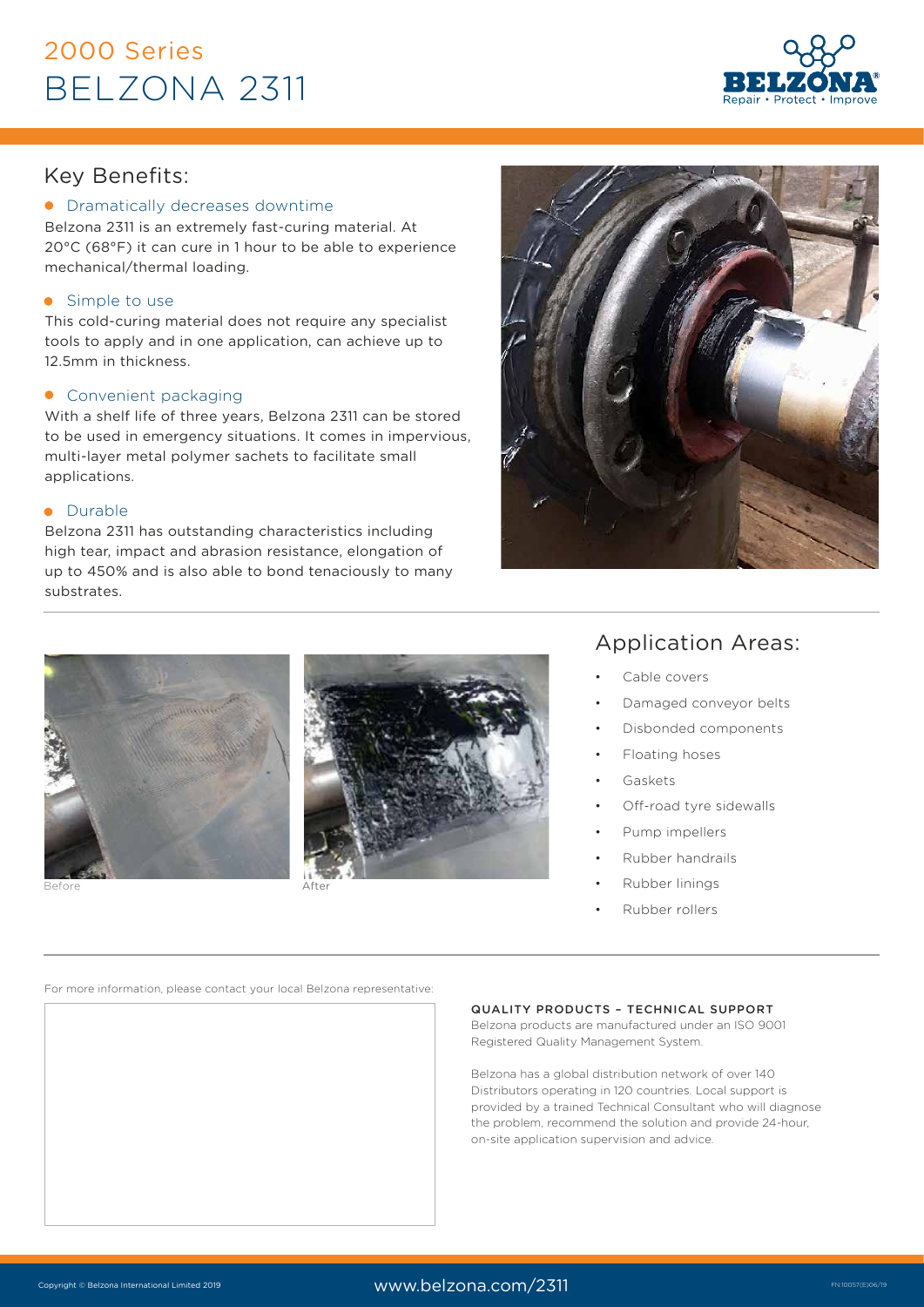# 2000 Series
# BELZONA 2311

## Key Benefits:

- **Dramatically decreases downtime**

Belzona 2311 is an extremely fast-curing material. At 20°C (68°F) it can cure in 1 hour to be able to experience mechanical/thermal loading.

- **Simple to use**

This cold-curing material does not require any specialist tools to apply and in one application, can achieve up to 12.5mm in thickness.

- **Convenient packaging**

With a shelf life of three years, Belzona 2311 can be stored to be used in emergency situations. It comes in impervious, multi-layer metal polymer sachets to facilitate small applications.

- **Durable**

Belzona 2311 has outstanding characteristics including high tear, impact and abrasion resistance, elongation of up to 450% and is also able to bond tenaciously to many substrates.

Before

After

## Application Areas:

- Cable covers
- Damaged conveyor belts
- Disbonded components
- Floating hoses
- Gaskets
- Off-road tyre sidewalls
- Pump impellers
- Rubber handrails
- Rubber linings
- Rubber rollers

For more information, please contact your local Belzona representative:

**QUALITY PRODUCTS – TECHNICAL SUPPORT**

Belzona products are manufactured under an ISO 9001 Registered Quality Management System.

Belzona has a global distribution network of over 140 Distributors operating in 120 countries. Local support is provided by a trained Technical Consultant who will diagnose the problem, recommend the solution and provide 24-hour, on-site application supervision and advice.

Copyright © Belzona International Limited 2019

www.belzona.com/2311

FN10057(E)06/19